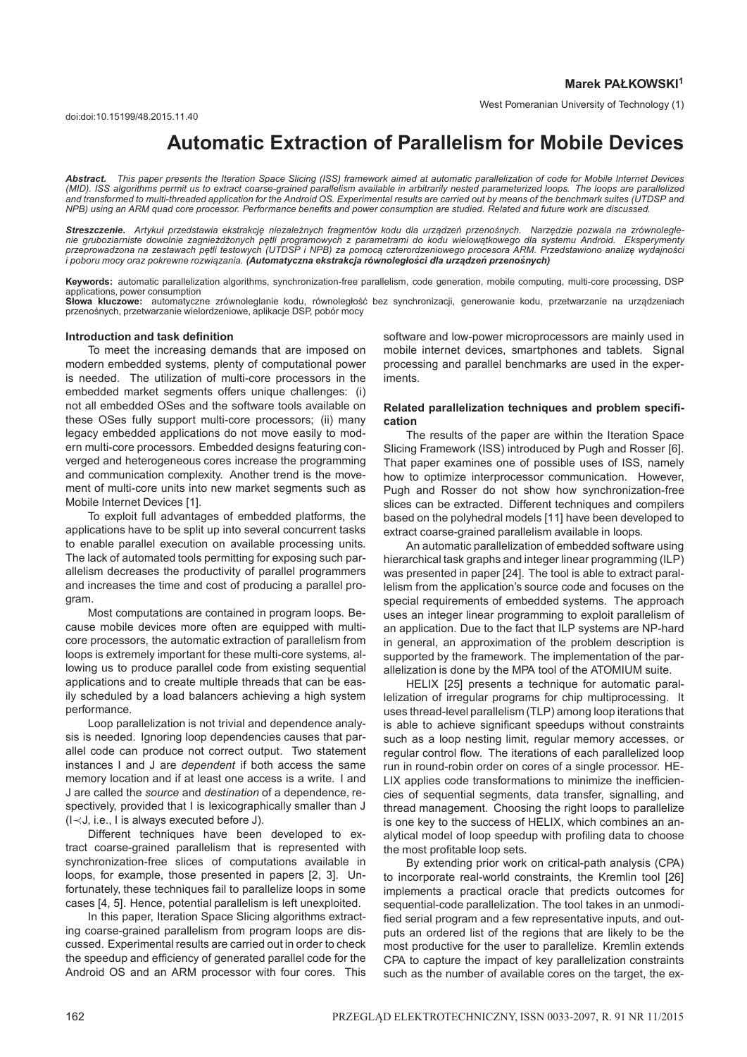**Marek PAŁKOWSKI[1]**

West Pomeranian University of Technology (1)

doi:doi:10.15199/48.2015.11.40

# Automatic Extraction of Parallelism for Mobile Devices

***Abstract.*** *This paper presents the Iteration Space Slicing (ISS) framework aimed at automatic parallelization of code for Mobile Internet Devices (MID). ISS algorithms permit us to extract coarse-grained parallelism available in arbitrarily nested parameterized loops. The loops are parallelized and transformed to multi-threaded application for the Android OS. Experimental results are carried out by means of the benchmark suites (UTDSP and NPB) using an ARM quad core processor. Performance benefits and power consumption are studied. Related and future work are discussed.*

***Streszczenie.*** *Artykuł przedstawia ekstrakcję niezależnych fragmentów kodu dla urządzeń przenośnych. Narzędzie pozwala na zrównoleglenie gruboziarniste dowolnie zagnieżdżonych pętli programowych z parametrami do kodu wielowątkowego dla systemu Android. Eksperymenty przeprowadzona na zestawach pętli testowych (UTDSP i NPB) za pomocą czterordzeniowego procesora ARM. Przedstawiono analizę wydajności i poboru mocy oraz pokrewne rozwiązania.* ***(Automatyczna ekstrakcja równoległości dla urządzeń przenośnych)***

**Keywords:** automatic parallelization algorithms, synchronization-free parallelism, code generation, mobile computing, multi-core processing, DSP applications, power consumption

**Słowa kluczowe:** automatyczne zrównoleglanie kodu, równoległość bez synchronizacji, generowanie kodu, przetwarzanie na urządzeniach przenośnych, przetwarzanie wielordzeniowe, aplikacje DSP, pobór mocy

## Introduction and task definition

To meet the increasing demands that are imposed on modern embedded systems, plenty of computational power is needed. The utilization of multi-core processors in the embedded market segments offers unique challenges: (i) not all embedded OSes and the software tools available on these OSes fully support multi-core processors; (ii) many legacy embedded applications do not move easily to modern multi-core processors. Embedded designs featuring converged and heterogeneous cores increase the programming and communication complexity. Another trend is the movement of multi-core units into new market segments such as Mobile Internet Devices [1].

To exploit full advantages of embedded platforms, the applications have to be split up into several concurrent tasks to enable parallel execution on available processing units. The lack of automated tools permitting for exposing such parallelism decreases the productivity of parallel programmers and increases the time and cost of producing a parallel program.

Most computations are contained in program loops. Because mobile devices more often are equipped with multi-core processors, the automatic extraction of parallelism from loops is extremely important for these multi-core systems, allowing us to produce parallel code from existing sequential applications and to create multiple threads that can be easily scheduled by a load balancers achieving a high system performance.

Loop parallelization is not trivial and dependence analysis is needed. Ignoring loop dependencies causes that parallel code can produce not correct output. Two statement instances I and J are *dependent* if both access the same memory location and if at least one access is a write. I and J are called the *source* and *destination* of a dependence, respectively, provided that I is lexicographically smaller than J ($I \prec J$, i.e., I is always executed before J).

Different techniques have been developed to extract coarse-grained parallelism that is represented with synchronization-free slices of computations available in loops, for example, those presented in papers [2, 3]. Unfortunately, these techniques fail to parallelize loops in some cases [4, 5]. Hence, potential parallelism is left unexploited.

In this paper, Iteration Space Slicing algorithms extracting coarse-grained parallelism from program loops are discussed. Experimental results are carried out in order to check the speedup and efficiency of generated parallel code for the Android OS and an ARM processor with four cores. This software and low-power microprocessors are mainly used in mobile internet devices, smartphones and tablets. Signal processing and parallel benchmarks are used in the experiments.

## Related parallelization techniques and problem specification

The results of the paper are within the Iteration Space Slicing Framework (ISS) introduced by Pugh and Rosser [6]. That paper examines one of possible uses of ISS, namely how to optimize interprocessor communication. However, Pugh and Rosser do not show how synchronization-free slices can be extracted. Different techniques and compilers based on the polyhedral models [11] have been developed to extract coarse-grained parallelism available in loops.

An automatic parallelization of embedded software using hierarchical task graphs and integer linear programming (ILP) was presented in paper [24]. The tool is able to extract parallelism from the application's source code and focuses on the special requirements of embedded systems. The approach uses an integer linear programming to exploit parallelism of an application. Due to the fact that ILP systems are NP-hard in general, an approximation of the problem description is supported by the framework. The implementation of the parallelization is done by the MPA tool of the ATOMIUM suite.

HELIX [25] presents a technique for automatic parallelization of irregular programs for chip multiprocessing. It uses thread-level parallelism (TLP) among loop iterations that is able to achieve significant speedups without constraints such as a loop nesting limit, regular memory accesses, or regular control flow. The iterations of each parallelized loop run in round-robin order on cores of a single processor. HELIX applies code transformations to minimize the inefficiencies of sequential segments, data transfer, signalling, and thread management. Choosing the right loops to parallelize is one key to the success of HELIX, which combines an analytical model of loop speedup with profiling data to choose the most profitable loop sets.

By extending prior work on critical-path analysis (CPA) to incorporate real-world constraints, the Kremlin tool [26] implements a practical oracle that predicts outcomes for sequential-code parallelization. The tool takes in an unmodified serial program and a few representative inputs, and outputs an ordered list of the regions that are likely to be the most productive for the user to parallelize. Kremlin extends CPA to capture the impact of key parallelization constraints such as the number of available cores on the target, the ex-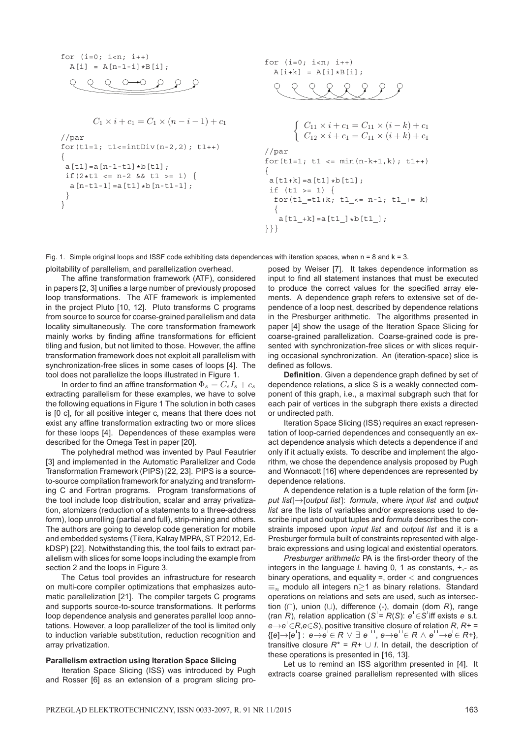```
for (i=0; i<n; i++)
  A[i] = A[n-1-i]*B[i];
```

$$C_1 \times i + c_1 = C_1 \times (n - i - 1) + c_1$$

```
//par
for(t1=1; t1<=intDiv(n-2,2); t1++)
{
 a[t1]=a[n-1-t1]*b[t1];
 if(2*t1 <= n-2 && t1 >= 1) {
  a[n-t1-1]=a[t1]*b[n-t1-1];
 }
}
```

```
for (i=0; i<n; i++)
  A[i+k] = A[i]*B[i];
```

$$\begin{cases} C_{11} \times i + c_1 = C_{11} \times (i - k) + c_1 \\ C_{12} \times i + c_1 = C_{11} \times (i + k) + c_1 \end{cases}$$

```
//par
for(t1=1; t1 <= min(n-k+1,k); t1++)
{
 a[t1+k]=a[t1]*b[t1];
 if (t1 >= 1) {
  for(t1_=t1+k; t1_<= n-1; t1_+= k)
  {
   a[t1_+k]=a[t1_]*b[t1_];
}}}
```

Fig. 1. Simple original loops and ISSF code exhibiting data dependences with iteration spaces, when n = 8 and k = 3.

ploitability of parallelism, and parallelization overhead.

The affine transformation framework (ATF), considered in papers [2, 3] unifies a large number of previously proposed loop transformations. The ATF framework is implemented in the project Pluto [10, 12]. Pluto transforms C programs from source to source for coarse-grained parallelism and data locality simultaneously. The core transformation framework mainly works by finding affine transformations for efficient tiling and fusion, but not limited to those. However, the affine transformation framework does not exploit all parallelism with synchronization-free slices in some cases of loops [4]. The tool does not parallelize the loops illustrated in Figure 1.

In order to find an affine transformation $\Phi_s = C_s I_s + c_s$ extracting parallelism for these examples, we have to solve the following equations in Figure 1 The solution in both cases is [0 c], for all positive integer c, means that there does not exist any affine transformation extracting two or more slices for these loops [4]. Dependences of these examples were described for the Omega Test in paper [20].

The polyhedral method was invented by Paul Feautrier [3] and implemented in the Automatic Parallelizer and Code Transformation Framework (PIPS) [22, 23]. PIPS is a source-to-source compilation framework for analyzing and transforming C and Fortran programs. Program transformations of the tool include loop distribution, scalar and array privatization, atomizers (reduction of a statements to a three-address form), loop unrolling (partial and full), strip-mining and others. The authors are going to develop code generation for mobile and embedded systems (Tilera, Kalray MPPA, ST P2012, EdkDSP) [22]. Notwithstanding this, the tool fails to extract parallelism with slices for some loops including the example from section 2 and the loops in Figure 3.

The Cetus tool provides an infrastructure for research on multi-core compiler optimizations that emphasizes automatic parallelization [21]. The compiler targets C programs and supports source-to-source transformations. It performs loop dependence analysis and generates parallel loop annotations. However, a loop parallelizer of the tool is limited only to induction variable substitution, reduction recognition and array privatization.

**Parallelism extraction using Iteration Space Slicing**

Iteration Space Slicing (ISS) was introduced by Pugh and Rosser [6] as an extension of a program slicing proposed by Weiser [7]. It takes dependence information as input to find all statement instances that must be executed to produce the correct values for the specified array elements. A dependence graph refers to extensive set of dependence of a loop nest, described by dependence relations in the Presburger arithmetic. The algorithms presented in paper [4] show the usage of the Iteration Space Slicing for coarse-grained parallelization. Coarse-grained code is presented with synchronization-free slices or with slices requiring occasional synchronization. An (iteration-space) slice is defined as follows.

**Definition**. Given a dependence graph defined by set of dependence relations, a slice S is a weakly connected component of this graph, i.e., a maximal subgraph such that for each pair of vertices in the subgraph there exists a directed or undirected path.

Iteration Space Slicing (ISS) requires an exact representation of loop-carried dependences and consequently an exact dependence analysis which detects a dependence if and only if it actually exists. To describe and implement the algorithm, we chose the dependence analysis proposed by Pugh and Wonnacott [16] where dependences are represented by dependence relations.

A dependence relation is a tuple relation of the form [*input list*]→[*output list*]: *formula*, where *input list* and *output list* are the lists of variables and/or expressions used to describe input and output tuples and *formula* describes the constraints imposed upon *input list* and *output list* and it is a Presburger formula built of constraints represented with algebraic expressions and using logical and existential operators.

*Presburger arithmetic* PA is the first-order theory of the integers in the language *L* having 0, 1 as constants, +,- as binary operations, and equality =, order $<$ and congruences $\equiv_n$ modulo all integers n$\geq$1 as binary relations. Standard operations on relations and sets are used, such as intersection (∩), union (∪), difference (-), domain (dom *R*), range (ran *R*), relation application ($S' = R(S)$: $e' \in S'$ iff exists $e$ s.t. $e \rightarrow e' \in R, e \in S$), positive transitive closure of relation *R*, $R^+ = \{[e] \rightarrow [e'] : e \rightarrow e' \in R \lor \exists\, e'', e \rightarrow e'' \in R \land e'' \rightarrow e' \in R^+\}$, transitive closure $R^* = R^+ \cup I$. In detail, the description of these operations is presented in [16, 13].

Let us to remind an ISS algorithm presented in [4]. It extracts coarse grained parallelism represented with slices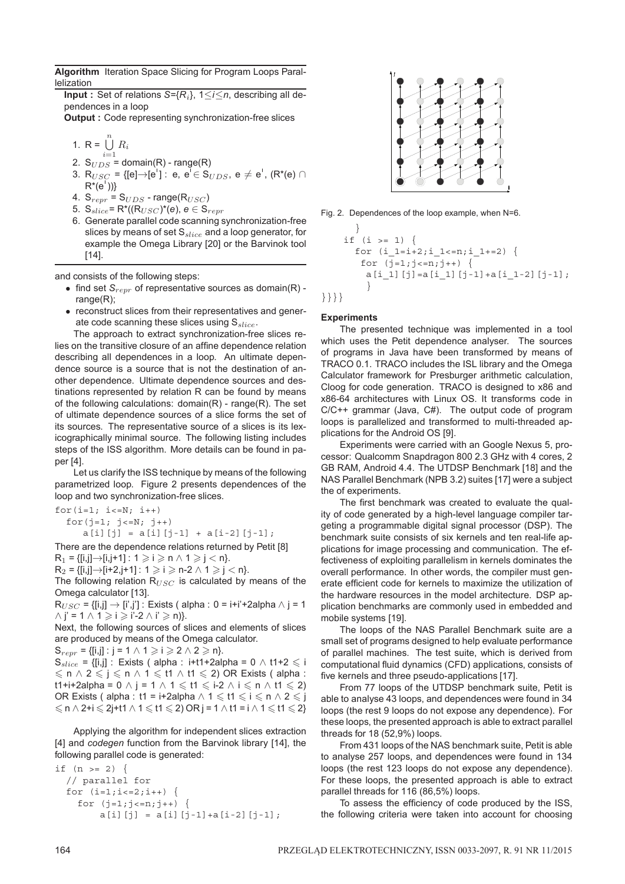**Algorithm** Iteration Space Slicing for Program Loops Parallelization

**Input :** Set of relations $S=\{R_i\}$, $1 \leq i \leq n$, describing all dependences in a loop

**Output :** Code representing synchronization-free slices

1. $R = \bigcup_{i=1}^{n} R_i$
2. $S_{UDS}$ = domain(R) - range(R)
3. $R_{USC}$ = {[e]→[e']: e, e' ∈ $S_{UDS}$, e ≠ e', (R*(e) ∩ R*(e'))}
4. $S_{repr}$ = $S_{UDS}$ - range($R_{USC}$)
5. $S_{slice}$= R*(($R_{USC}$)*(e), e ∈ $S_{repr}$
6. Generate parallel code scanning synchronization-free slices by means of set $S_{slice}$ and a loop generator, for example the Omega Library [20] or the Barvinok tool [14].

and consists of the following steps:

- find set $S_{repr}$ of representative sources as domain(R) - range(R);
- reconstruct slices from their representatives and generate code scanning these slices using $S_{slice}$.

The approach to extract synchronization-free slices relies on the transitive closure of an affine dependence relation describing all dependences in a loop. An ultimate dependence source is a source that is not the destination of another dependence. Ultimate dependence sources and destinations represented by relation R can be found by means of the following calculations: domain(R) - range(R). The set of ultimate dependence sources of a slice forms the set of its sources. The representative source of a slices is its lexicographically minimal source. The following listing includes steps of the ISS algorithm. More details can be found in paper [4].

Let us clarify the ISS technique by means of the following parametrized loop. Figure 2 presents dependences of the loop and two synchronization-free slices.

```
for(i=1; i<=N; i++)
  for(j=1; j<=N; j++)
     a[i][j] = a[i][j-1] + a[i-2][j-1];
```

There are the dependence relations returned by Petit [8]

$R_1$ = {[i,j]→[i,j+1] : 1 ⩾ i ⩾ n ∧ 1 ⩾ j < n}.

$R_2$ = {[i,j]→[i+2,j+1] : 1 ⩾ i ⩾ n-2 ∧ 1 ⩾ j < n}.

The following relation $R_{USC}$ is calculated by means of the Omega calculator [13].

$R_{USC}$ = {[i,j] → [i',j'] : Exists ( alpha : 0 = i+i'+2alpha ∧ j = 1 ∧ j' = 1 ∧ 1 ⩾ i ⩾ i'-2 ∧ i' ⩾ n)}.

Next, the following sources of slices and elements of slices are produced by means of the Omega calculator.

$S_{repr}$ = {[i,j] : j = 1 ∧ 1 ⩾ i ⩾ 2 ∧ 2 ⩾ n}.

$S_{slice}$ = {[i,j] : Exists ( alpha : i+t1+2alpha = 0 ∧ t1+2 ⩽ i ⩽ n ∧ 2 ⩽ j ⩽ n ∧ 1 ⩽ t1 ∧ t1 ⩽ 2) OR Exists ( alpha : t1+i+2alpha = 0 ∧ j = 1 ∧ 1 ⩽ t1 ⩽ i-2 ∧ i ⩽ n ∧ t1 ⩽ 2) OR Exists ( alpha : t1 = i+2alpha ∧ 1 ⩽ t1 ⩽ i ⩽ n ∧ 2 ⩽ j ⩽ n ∧ 2+i ⩽ 2j+t1 ∧ 1 ⩽ t1 ⩽ 2) OR j = 1 ∧ t1 = i ∧ 1 ⩽ t1 ⩽ 2}

Applying the algorithm for independent slices extraction [4] and *codegen* function from the Barvinok library [14], the following parallel code is generated:

```
if (n >= 2) {
  // parallel for
  for (i=1;i<=2;i++) {
    for (j=1;j<=n;j++) {
        a[i][j] = a[i][j-1]+a[i-2][j-1];
      }
    if (i >= 1) {
      for (i_1=i+2;i_1<=n;i_1+=2) {
       for (j=1;j<=n;j++) {
        a[i_1][j]=a[i_1][j-1]+a[i_1-2][j-1];
        }
}}}}
```

Fig. 2. Dependences of the loop example, when N=6.

### Experiments

The presented technique was implemented in a tool which uses the Petit dependence analyser. The sources of programs in Java have been transformed by means of TRACO 0.1. TRACO includes the ISL library and the Omega Calculator framework for Presburger arithmetic calculation, Cloog for code generation. TRACO is designed to x86 and x86-64 architectures with Linux OS. It transforms code in C/C++ grammar (Java, C#). The output code of program loops is parallelized and transformed to multi-threaded applications for the Android OS [9].

Experiments were carried with an Google Nexus 5, processor: Qualcomm Snapdragon 800 2.3 GHz with 4 cores, 2 GB RAM, Android 4.4. The UTDSP Benchmark [18] and the NAS Parallel Benchmark (NPB 3.2) suites [17] were a subject the of experiments.

The first benchmark was created to evaluate the quality of code generated by a high-level language compiler targeting a programmable digital signal processor (DSP). The benchmark suite consists of six kernels and ten real-life applications for image processing and communication. The effectiveness of exploiting parallelism in kernels dominates the overall performance. In other words, the compiler must generate efficient code for kernels to maximize the utilization of the hardware resources in the model architecture. DSP application benchmarks are commonly used in embedded and mobile systems [19].

The loops of the NAS Parallel Benchmark suite are a small set of programs designed to help evaluate performance of parallel machines. The test suite, which is derived from computational fluid dynamics (CFD) applications, consists of five kernels and three pseudo-applications [17].

From 77 loops of the UTDSP benchmark suite, Petit is able to analyse 43 loops, and dependences were found in 34 loops (the rest 9 loops do not expose any dependence). For these loops, the presented approach is able to extract parallel threads for 18 (52,9%) loops.

From 431 loops of the NAS benchmark suite, Petit is able to analyse 257 loops, and dependences were found in 134 loops (the rest 123 loops do not expose any dependence). For these loops, the presented approach is able to extract parallel threads for 116 (86,5%) loops.

To assess the efficiency of code produced by the ISS, the following criteria were taken into account for choosing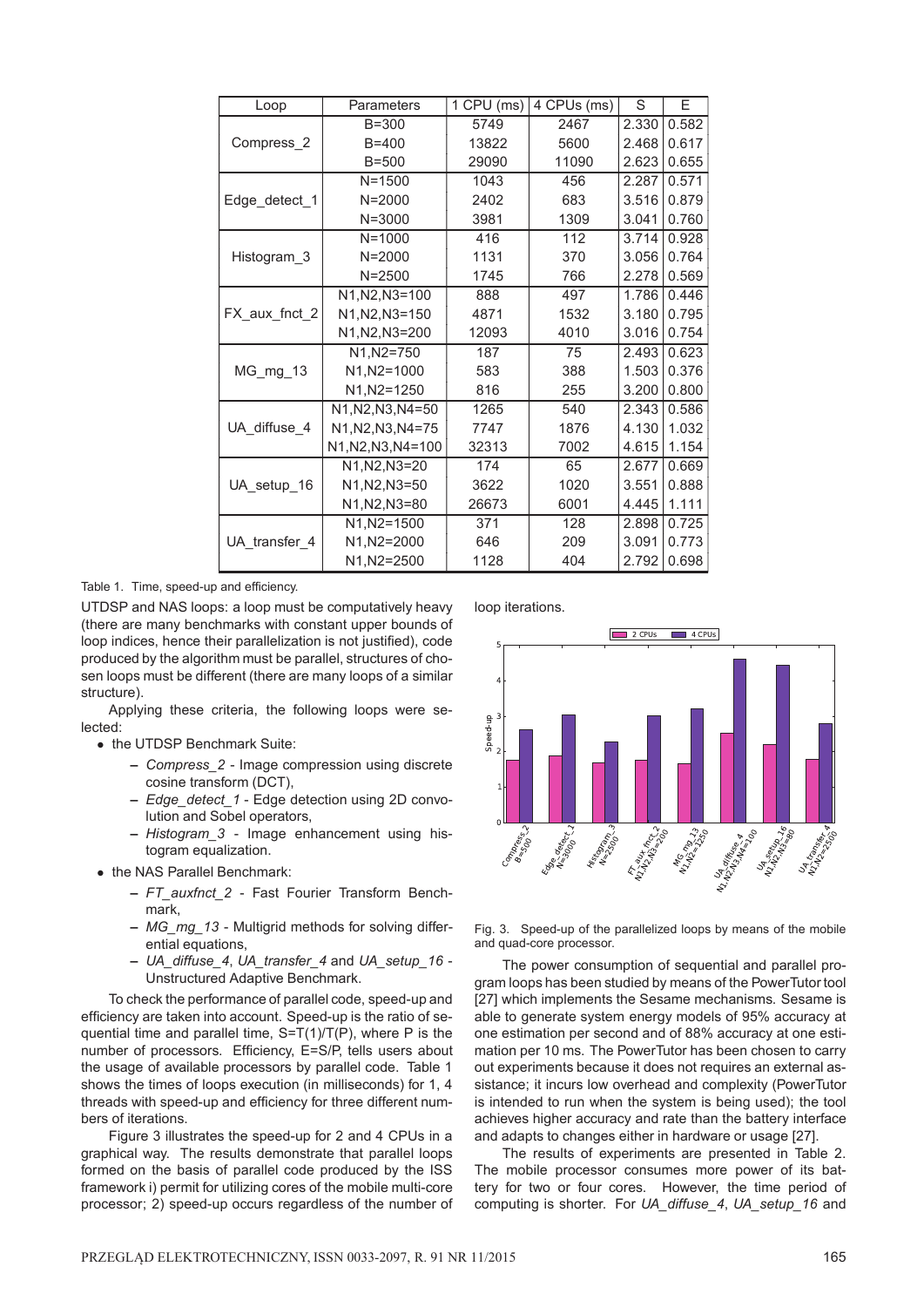| Loop | Parameters | 1 CPU (ms) | 4 CPUs (ms) | S | E |
|---|---|---|---|---|---|
| Compress_2 | B=300 | 5749 | 2467 | 2.330 | 0.582 |
| | B=400 | 13822 | 5600 | 2.468 | 0.617 |
| | B=500 | 29090 | 11090 | 2.623 | 0.655 |
| Edge_detect_1 | N=1500 | 1043 | 456 | 2.287 | 0.571 |
| | N=2000 | 2402 | 683 | 3.516 | 0.879 |
| | N=3000 | 3981 | 1309 | 3.041 | 0.760 |
| Histogram_3 | N=1000 | 416 | 112 | 3.714 | 0.928 |
| | N=2000 | 1131 | 370 | 3.056 | 0.764 |
| | N=2500 | 1745 | 766 | 2.278 | 0.569 |
| FX_aux_fnct_2 | N1,N2,N3=100 | 888 | 497 | 1.786 | 0.446 |
| | N1,N2,N3=150 | 4871 | 1532 | 3.180 | 0.795 |
| | N1,N2,N3=200 | 12093 | 4010 | 3.016 | 0.754 |
| MG_mg_13 | N1,N2=750 | 187 | 75 | 2.493 | 0.623 |
| | N1,N2=1000 | 583 | 388 | 1.503 | 0.376 |
| | N1,N2=1250 | 816 | 255 | 3.200 | 0.800 |
| UA_diffuse_4 | N1,N2,N3,N4=50 | 1265 | 540 | 2.343 | 0.586 |
| | N1,N2,N3,N4=75 | 7747 | 1876 | 4.130 | 1.032 |
| | N1,N2,N3,N4=100 | 32313 | 7002 | 4.615 | 1.154 |
| UA_setup_16 | N1,N2,N3=20 | 174 | 65 | 2.677 | 0.669 |
| | N1,N2,N3=50 | 3622 | 1020 | 3.551 | 0.888 |
| | N1,N2,N3=80 | 26673 | 6001 | 4.445 | 1.111 |
| UA_transfer_4 | N1,N2=1500 | 371 | 128 | 2.898 | 0.725 |
| | N1,N2=2000 | 646 | 209 | 3.091 | 0.773 |
| | N1,N2=2500 | 1128 | 404 | 2.792 | 0.698 |

Table 1. Time, speed-up and efficiency.

UTDSP and NAS loops: a loop must be computatively heavy (there are many benchmarks with constant upper bounds of loop indices, hence their parallelization is not justified), code produced by the algorithm must be parallel, structures of chosen loops must be different (there are many loops of a similar structure).

Applying these criteria, the following loops were selected:

- the UTDSP Benchmark Suite:
  - *Compress_2* - Image compression using discrete cosine transform (DCT),
  - *Edge_detect_1* - Edge detection using 2D convolution and Sobel operators,
  - *Histogram_3* - Image enhancement using histogram equalization.
- the NAS Parallel Benchmark:
  - *FT_auxfnct_2* - Fast Fourier Transform Benchmark,
  - *MG_mg_13* - Multigrid methods for solving differential equations,
  - *UA_diffuse_4*, *UA_transfer_4* and *UA_setup_16* - Unstructured Adaptive Benchmark.

To check the performance of parallel code, speed-up and efficiency are taken into account. Speed-up is the ratio of sequential time and parallel time, $S=T(1)/T(P)$, where P is the number of processors. Efficiency, $E=S/P$, tells users about the usage of available processors by parallel code. Table 1 shows the times of loops execution (in milliseconds) for 1, 4 threads with speed-up and efficiency for three different numbers of iterations.

Figure 3 illustrates the speed-up for 2 and 4 CPUs in a graphical way. The results demonstrate that parallel loops formed on the basis of parallel code produced by the ISS framework i) permit for utilizing cores of the mobile multi-core processor; 2) speed-up occurs regardless of the number of loop iterations.

Fig. 3. Speed-up of the parallelized loops by means of the mobile and quad-core processor.

The power consumption of sequential and parallel program loops has been studied by means of the PowerTutor tool [27] which implements the Sesame mechanisms. Sesame is able to generate system energy models of 95% accuracy at one estimation per second and of 88% accuracy at one estimation per 10 ms. The PowerTutor has been chosen to carry out experiments because it does not requires an external assistance; it incurs low overhead and complexity (PowerTutor is intended to run when the system is being used); the tool achieves higher accuracy and rate than the battery interface and adapts to changes either in hardware or usage [27].

The results of experiments are presented in Table 2. The mobile processor consumes more power of its battery for two or four cores. However, the time period of computing is shorter. For *UA_diffuse_4*, *UA_setup_16* and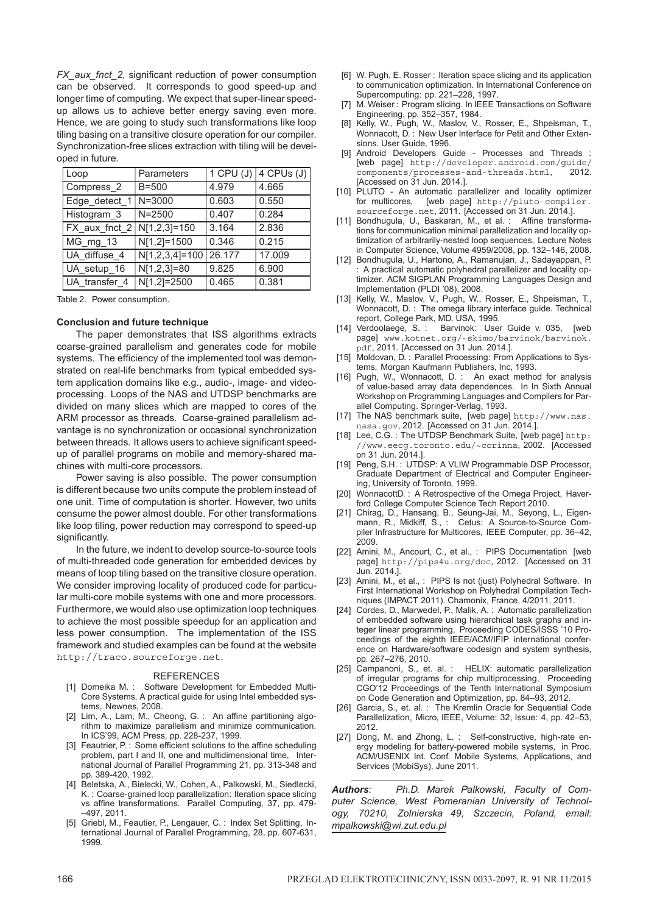*FX_aux_fnct_2*, significant reduction of power consumption can be observed. It corresponds to good speed-up and longer time of computing. We expect that super-linear speed-up allows us to achieve better energy saving even more. Hence, we are going to study such transformations like loop tiling basing on a transitive closure operation for our compiler. Synchronization-free slices extraction with tiling will be developed in future.

| Loop | Parameters | 1 CPU (J) | 4 CPUs (J) |
|---|---|---|---|
| Compress_2 | B=500 | 4.979 | 4.665 |
| Edge_detect_1 | N=3000 | 0.603 | 0.550 |
| Histogram_3 | N=2500 | 0.407 | 0.284 |
| FX_aux_fnct_2 | N[1,2,3]=150 | 3.164 | 2.836 |
| MG_mg_13 | N[1,2]=1500 | 0.346 | 0.215 |
| UA_diffuse_4 | N[1,2,3,4]=100 | 26.177 | 17.009 |
| UA_setup_16 | N[1,2,3]=80 | 9.825 | 6.900 |
| UA_transfer_4 | N[1,2]=2500 | 0.465 | 0.381 |

Table 2. Power consumption.

### Conclusion and future technique

The paper demonstrates that ISS algorithms extracts coarse-grained parallelism and generates code for mobile systems. The efficiency of the implemented tool was demonstrated on real-life benchmarks from typical embedded system application domains like e.g., audio-, image- and video-processing. Loops of the NAS and UTDSP benchmarks are divided on many slices which are mapped to cores of the ARM processor as threads. Coarse-grained parallelism advantage is no synchronization or occasional synchronization between threads. It allows users to achieve significant speed-up of parallel programs on mobile and memory-shared machines with multi-core processors.

Power saving is also possible. The power consumption is different because two units compute the problem instead of one unit. Time of computation is shorter. However, two units consume the power almost double. For other transformations like loop tiling, power reduction may correspond to speed-up significantly.

In the future, we indent to develop source-to-source tools of multi-threaded code generation for embedded devices by means of loop tiling based on the transitive closure operation. We consider improving locality of produced code for particular multi-core mobile systems with one and more processors. Furthermore, we would also use optimization loop techniques to achieve the most possible speedup for an application and less power consumption. The implementation of the ISS framework and studied examples can be found at the website http://traco.sourceforge.net.

### REFERENCES

[1] Domeika M. : Software Development for Embedded Multi-Core Systems, A practical guide for using Intel embedded systems, Newnes, 2008.

[2] Lim, A., Lam, M., Cheong, G. : An affine partitioning algorithm to maximize parallelism and minimize communication. In ICS'99, ACM Press, pp. 228-237, 1999.

[3] Feautrier, P. : Some efficient solutions to the affine scheduling problem, part I and II, one and multidimensional time, International Journal of Parallel Programming 21, pp. 313-348 and pp. 389-420, 1992.

[4] Beletska, A., Bielecki, W., Cohen, A., Palkowski, M., Siedlecki, K. : Coarse-grained loop parallelization: Iteration space slicing vs affine transformations. Parallel Computing, 37, pp. 479–497, 2011.

[5] Griebl, M., Feautier, P., Lengauer, C. : Index Set Splitting, International Journal of Parallel Programming, 28, pp. 607-631, 1999.

[6] W. Pugh, E. Rosser : Iteration space slicing and its application to communication optimization. In International Conference on Supercomputing: pp. 221–228, 1997.

[7] M. Weiser : Program slicing. In IEEE Transactions on Software Engineering, pp. 352–357, 1984.

[8] Kelly, W., Pugh, W., Maslov, V., Rosser, E., Shpeisman, T., Wonnacott, D. : New User Interface for Petit and Other Extensions. User Guide, 1996.

[9] Android Developers Guide - Processes and Threads : [web page] http://developer.android.com/guide/components/processes-and-threads.html, 2012. [Accessed on 31 Jun. 2014.].

[10] PLUTO - An automatic parallelizer and locality optimizer for multicores, [web page] http://pluto-compiler.sourceforge.net, 2011. [Accessed on 31 Jun. 2014.].

[11] Bondhugula, U., Baskaran, M., et al. : Affine transformations for communication minimal parallelization and locality optimization of arbitrarily-nested loop sequences, Lecture Notes in Computer Science, Volume 4959/2008, pp. 132–146, 2008.

[12] Bondhugula, U., Hartono, A., Ramanujan, J., Sadayappan, P. : A practical automatic polyhedral parallelizer and locality optimizer. ACM SIGPLAN Programming Languages Design and Implementation (PLDI '08), 2008.

[13] Kelly, W., Maslov, V., Pugh, W., Rosser, E., Shpeisman, T., Wonnacott, D. : The omega library interface guide. Technical report, College Park, MD, USA, 1995.

[14] Verdoolaege, S. : Barvinok: User Guide v. 035, [web page] www.kotnet.org/~skimo/barvinok/barvinok.pdf, 2011. [Accessed on 31 Jun. 2014.].

[15] Moldovan, D. : Parallel Processing: From Applications to Systems, Morgan Kaufmann Publishers, Inc, 1993.

[16] Pugh, W., Wonnacott, D. : An exact method for analysis of value-based array data dependences. In In Sixth Annual Workshop on Programming Languages and Compilers for Parallel Computing. Springer-Verlag, 1993.

[17] The NAS benchmark suite, [web page] http://www.nas.nasa.gov, 2012. [Accessed on 31 Jun. 2014.].

[18] Lee, C.G. : The UTDSP Benchmark Suite, [web page] http://www.eecg.toronto.edu/~corinna, 2002. [Accessed on 31 Jun. 2014.].

[19] Peng, S.H. : UTDSP: A VLIW Programmable DSP Processor, Graduate Department of Electrical and Computer Engineering, University of Toronto, 1999.

[20] WonnacottD. : A Retrospective of the Omega Project, Haverford College Computer Science Tech Report 2010.

[21] Chirag, D., Hansang, B., Seung-Jai, M., Seyong, L., Eigenmann, R., Midkiff, S., : Cetus: A Source-to-Source Compiler Infrastructure for Multicores, IEEE Computer, pp. 36–42, 2009.

[22] Amini, M., Ancourt, C., et al., : PIPS Documentation [web page] http://pips4u.org/doc, 2012. [Accessed on 31 Jun. 2014.].

[23] Amini, M., et al., : PIPS Is not (just) Polyhedral Software. In First International Workshop on Polyhedral Compilation Techniques (IMPACT 2011). Chamonix, France, 4/2011, 2011.

[24] Cordes, D., Marwedel, P., Malik, A. : Automatic parallelization of embedded software using hierarchical task graphs and integer linear programming, Proceeding CODES/ISSS '10 Proceedings of the eighth IEEE/ACM/IFIP international conference on Hardware/software codesign and system synthesis, pp. 267–276, 2010.

[25] Campanoni, S., et. al. : HELIX: automatic parallelization of irregular programs for chip multiprocessing, Proceeding CGO'12 Proceedings of the Tenth International Symposium on Code Generation and Optimization, pp. 84–93, 2012.

[26] Garcia, S., et. al. : The Kremlin Oracle for Sequential Code Parallelization, Micro, IEEE, Volume: 32, Issue: 4, pp. 42–53, 2012.

[27] Dong, M. and Zhong, L. : Self-constructive, high-rate energy modeling for battery-powered mobile systems, in Proc. ACM/USENIX Int. Conf. Mobile Systems, Applications, and Services (MobiSys), June 2011.

***Authors**: Ph.D. Marek Palkowski, Faculty of Computer Science, West Pomeranian University of Technology, 70210, Zolnierska 49, Szczecin, Poland, email: mpalkowski@wi.zut.edu.pl*